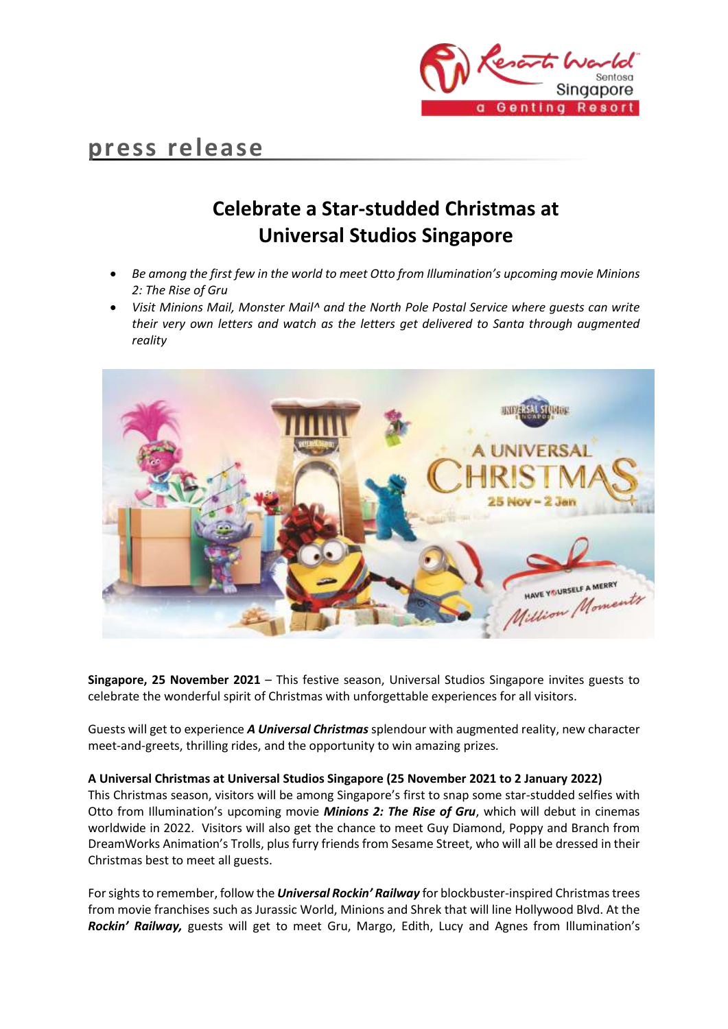press release

# Celebrate a Star-studded Christmas at Universal Studios Singapore

- *Be among the first few in the world to meet Otto from Illumination's upcoming movie Minions 2: The Rise of Gru*
- *Visit Minions Mail, Monster Mail^ and the North Pole Postal Service where guests can write their very own letters and watch as the letters get delivered to Santa through augmented reality*

**Singapore, 25 November 2021** – This festive season, Universal Studios Singapore invites guests to celebrate the wonderful spirit of Christmas with unforgettable experiences for all visitors.

Guests will get to experience ***A Universal Christmas*** splendour with augmented reality, new character meet-and-greets, thrilling rides, and the opportunity to win amazing prizes.

**A Universal Christmas at Universal Studios Singapore (25 November 2021 to 2 January 2022)**

This Christmas season, visitors will be among Singapore's first to snap some star-studded selfies with Otto from Illumination's upcoming movie ***Minions 2: The Rise of Gru***, which will debut in cinemas worldwide in 2022. Visitors will also get the chance to meet Guy Diamond, Poppy and Branch from DreamWorks Animation's Trolls, plus furry friends from Sesame Street, who will all be dressed in their Christmas best to meet all guests.

For sights to remember, follow the ***Universal Rockin' Railway*** for blockbuster-inspired Christmas trees from movie franchises such as Jurassic World, Minions and Shrek that will line Hollywood Blvd. At the ***Rockin' Railway,*** guests will get to meet Gru, Margo, Edith, Lucy and Agnes from Illumination's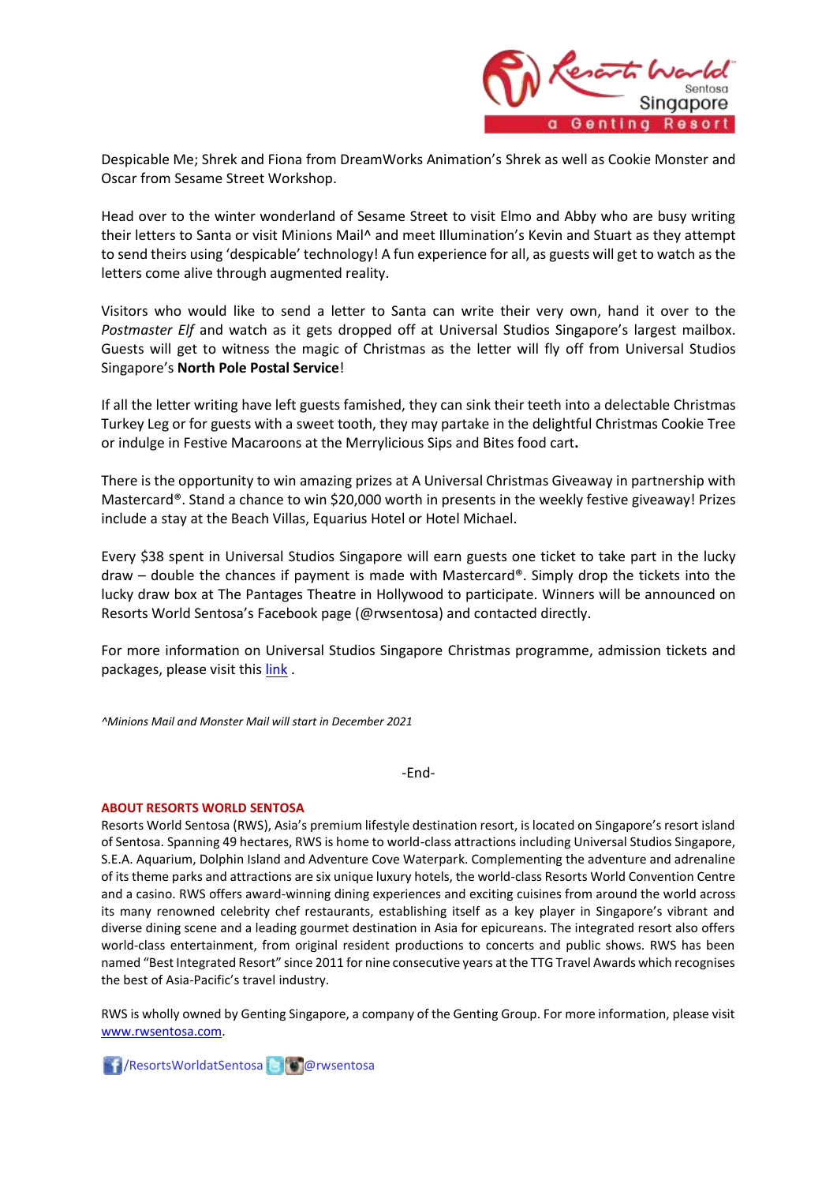Despicable Me; Shrek and Fiona from DreamWorks Animation's Shrek as well as Cookie Monster and Oscar from Sesame Street Workshop.

Head over to the winter wonderland of Sesame Street to visit Elmo and Abby who are busy writing their letters to Santa or visit Minions Mail^ and meet Illumination's Kevin and Stuart as they attempt to send theirs using 'despicable' technology! A fun experience for all, as guests will get to watch as the letters come alive through augmented reality.

Visitors who would like to send a letter to Santa can write their very own, hand it over to the *Postmaster Elf* and watch as it gets dropped off at Universal Studios Singapore's largest mailbox. Guests will get to witness the magic of Christmas as the letter will fly off from Universal Studios Singapore's **North Pole Postal Service**!

If all the letter writing have left guests famished, they can sink their teeth into a delectable Christmas Turkey Leg or for guests with a sweet tooth, they may partake in the delightful Christmas Cookie Tree or indulge in Festive Macaroons at the Merrylicious Sips and Bites food cart**.**

There is the opportunity to win amazing prizes at A Universal Christmas Giveaway in partnership with Mastercard®. Stand a chance to win $20,000 worth in presents in the weekly festive giveaway! Prizes include a stay at the Beach Villas, Equarius Hotel or Hotel Michael.

Every $38 spent in Universal Studios Singapore will earn guests one ticket to take part in the lucky draw – double the chances if payment is made with Mastercard®. Simply drop the tickets into the lucky draw box at The Pantages Theatre in Hollywood to participate. Winners will be announced on Resorts World Sentosa's Facebook page (@rwsentosa) and contacted directly.

For more information on Universal Studios Singapore Christmas programme, admission tickets and packages, please visit this link .

*^Minions Mail and Monster Mail will start in December 2021*

-End-

**ABOUT RESORTS WORLD SENTOSA**

Resorts World Sentosa (RWS), Asia's premium lifestyle destination resort, is located on Singapore's resort island of Sentosa. Spanning 49 hectares, RWS is home to world-class attractions including Universal Studios Singapore, S.E.A. Aquarium, Dolphin Island and Adventure Cove Waterpark. Complementing the adventure and adrenaline of its theme parks and attractions are six unique luxury hotels, the world-class Resorts World Convention Centre and a casino. RWS offers award-winning dining experiences and exciting cuisines from around the world across its many renowned celebrity chef restaurants, establishing itself as a key player in Singapore's vibrant and diverse dining scene and a leading gourmet destination in Asia for epicureans. The integrated resort also offers world-class entertainment, from original resident productions to concerts and public shows. RWS has been named "Best Integrated Resort" since 2011 for nine consecutive years at the TTG Travel Awards which recognises the best of Asia-Pacific's travel industry.

RWS is wholly owned by Genting Singapore, a company of the Genting Group. For more information, please visit www.rwsentosa.com.

/ResortsWorldatSentosa @rwsentosa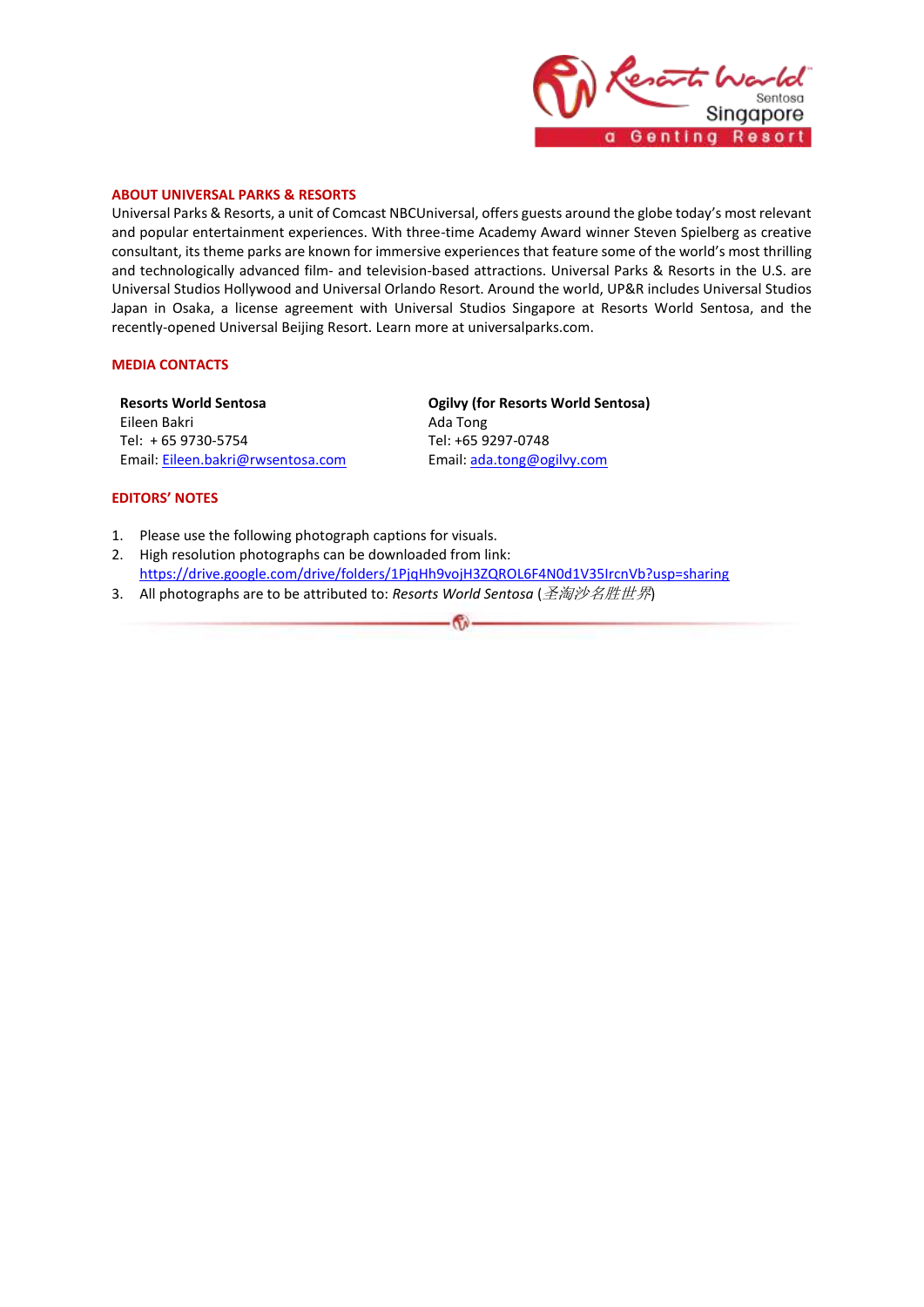## ABOUT UNIVERSAL PARKS & RESORTS

Universal Parks & Resorts, a unit of Comcast NBCUniversal, offers guests around the globe today's most relevant and popular entertainment experiences. With three-time Academy Award winner Steven Spielberg as creative consultant, its theme parks are known for immersive experiences that feature some of the world's most thrilling and technologically advanced film- and television-based attractions. Universal Parks & Resorts in the U.S. are Universal Studios Hollywood and Universal Orlando Resort. Around the world, UP&R includes Universal Studios Japan in Osaka, a license agreement with Universal Studios Singapore at Resorts World Sentosa, and the recently-opened Universal Beijing Resort. Learn more at universalparks.com.

## MEDIA CONTACTS

**Resorts World Sentosa**
Eileen Bakri
Tel: + 65 9730-5754
Email: Eileen.bakri@rwsentosa.com

**Ogilvy (for Resorts World Sentosa)**
Ada Tong
Tel: +65 9297-0748
Email: ada.tong@ogilvy.com

## EDITORS' NOTES

1. Please use the following photograph captions for visuals.
2. High resolution photographs can be downloaded from link: https://drive.google.com/drive/folders/1PjqHh9vojH3ZQROL6F4N0d1V35lrcnVb?usp=sharing
3. All photographs are to be attributed to: *Resorts World Sentosa* (*圣淘沙名胜世界*)